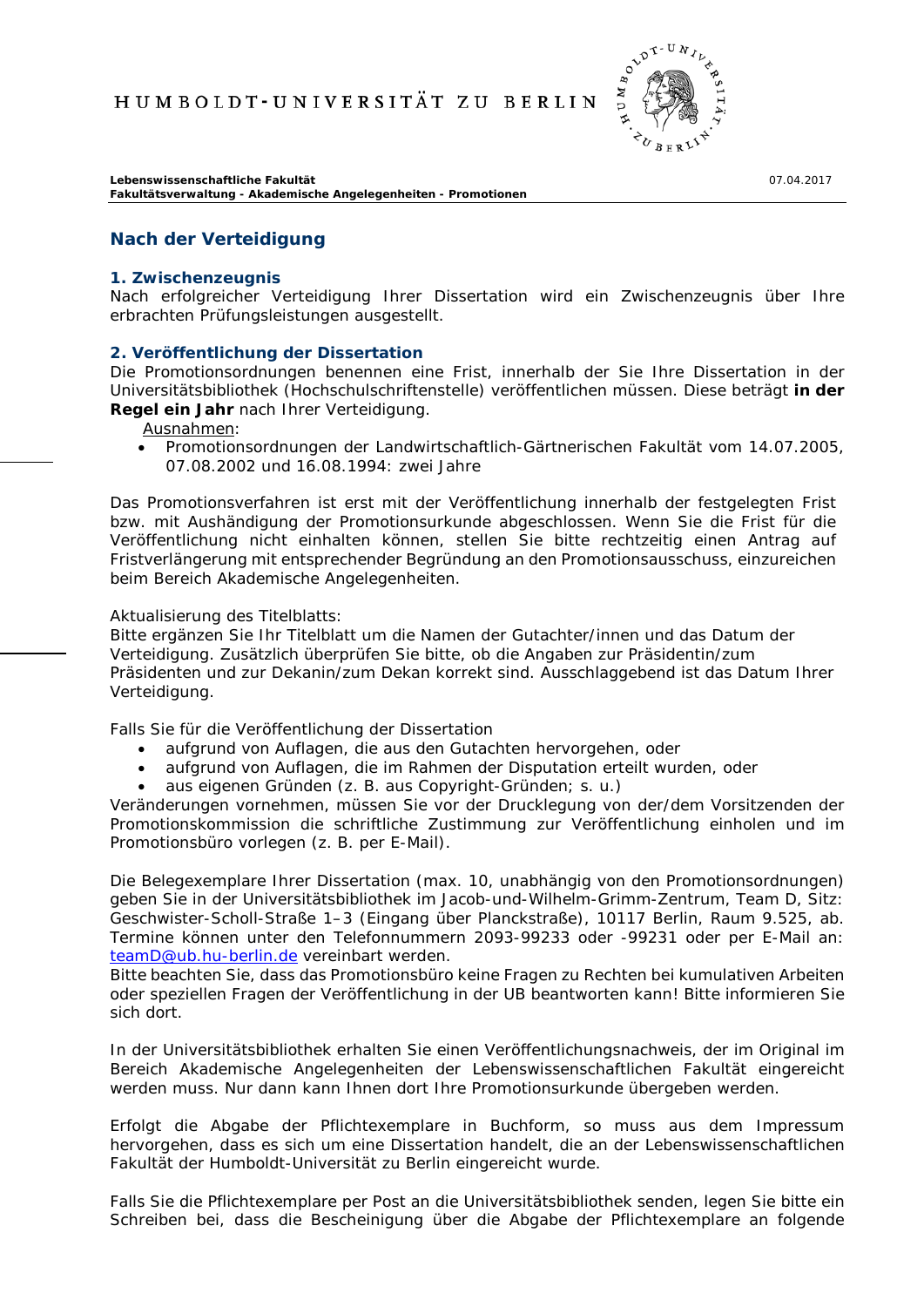HUMBOLDT-UNIVERSITÄT ZU BERLIN

**Lebenswissenschaftliche Fakultät**
**Fakultätsverwaltung - Akademische Angelegenheiten - Promotionen**

07.04.2017

## Nach der Verteidigung

### 1. Zwischenzeugnis

Nach erfolgreicher Verteidigung Ihrer Dissertation wird ein Zwischenzeugnis über Ihre erbrachten Prüfungsleistungen ausgestellt.

### 2. Veröffentlichung der Dissertation

Die Promotionsordnungen benennen eine Frist, innerhalb der Sie Ihre Dissertation in der Universitätsbibliothek (Hochschulschriftenstelle) veröffentlichen müssen. Diese beträgt **in der Regel ein Jahr** nach Ihrer Verteidigung.

Ausnahmen:

- Promotionsordnungen der Landwirtschaftlich-Gärtnerischen Fakultät vom 14.07.2005, 07.08.2002 und 16.08.1994: zwei Jahre

Das Promotionsverfahren ist erst mit der Veröffentlichung innerhalb der festgelegten Frist bzw. mit Aushändigung der Promotionsurkunde abgeschlossen. Wenn Sie die Frist für die Veröffentlichung nicht einhalten können, stellen Sie bitte rechtzeitig einen Antrag auf Fristverlängerung mit entsprechender Begründung an den Promotionsausschuss, einzureichen beim Bereich Akademische Angelegenheiten.

Aktualisierung des Titelblatts:
Bitte ergänzen Sie Ihr Titelblatt um die Namen der Gutachter/innen und das Datum der Verteidigung. Zusätzlich überprüfen Sie bitte, ob die Angaben zur Präsidentin/zum Präsidenten und zur Dekanin/zum Dekan korrekt sind. Ausschlaggebend ist das Datum Ihrer Verteidigung.

Falls Sie für die Veröffentlichung der Dissertation

- aufgrund von Auflagen, die aus den Gutachten hervorgehen, oder
- aufgrund von Auflagen, die im Rahmen der Disputation erteilt wurden, oder
- aus eigenen Gründen (z. B. aus Copyright-Gründen; s. u.)

Veränderungen vornehmen, müssen Sie vor der Drucklegung von der/dem Vorsitzenden der Promotionskommission die schriftliche Zustimmung zur Veröffentlichung einholen und im Promotionsbüro vorlegen (z. B. per E-Mail).

Die Belegexemplare Ihrer Dissertation (max. 10, unabhängig von den Promotionsordnungen) geben Sie in der Universitätsbibliothek im Jacob-und-Wilhelm-Grimm-Zentrum, Team D, Sitz: Geschwister-Scholl-Straße 1–3 (Eingang über Planckstraße), 10117 Berlin, Raum 9.525, ab. Termine können unter den Telefonnummern 2093-99233 oder -99231 oder per E-Mail an: teamD@ub.hu-berlin.de vereinbart werden.
Bitte beachten Sie, dass das Promotionsbüro keine Fragen zu Rechten bei kumulativen Arbeiten oder speziellen Fragen der Veröffentlichung in der UB beantworten kann! Bitte informieren Sie sich dort.

In der Universitätsbibliothek erhalten Sie einen Veröffentlichungsnachweis, der im Original im Bereich Akademische Angelegenheiten der Lebenswissenschaftlichen Fakultät eingereicht werden muss. Nur dann kann Ihnen dort Ihre Promotionsurkunde übergeben werden.

Erfolgt die Abgabe der Pflichtexemplare in Buchform, so muss aus dem Impressum hervorgehen, dass es sich um eine Dissertation handelt, die an der Lebenswissenschaftlichen Fakultät der Humboldt-Universität zu Berlin eingereicht wurde.

Falls Sie die Pflichtexemplare per Post an die Universitätsbibliothek senden, legen Sie bitte ein Schreiben bei, dass die Bescheinigung über die Abgabe der Pflichtexemplare an folgende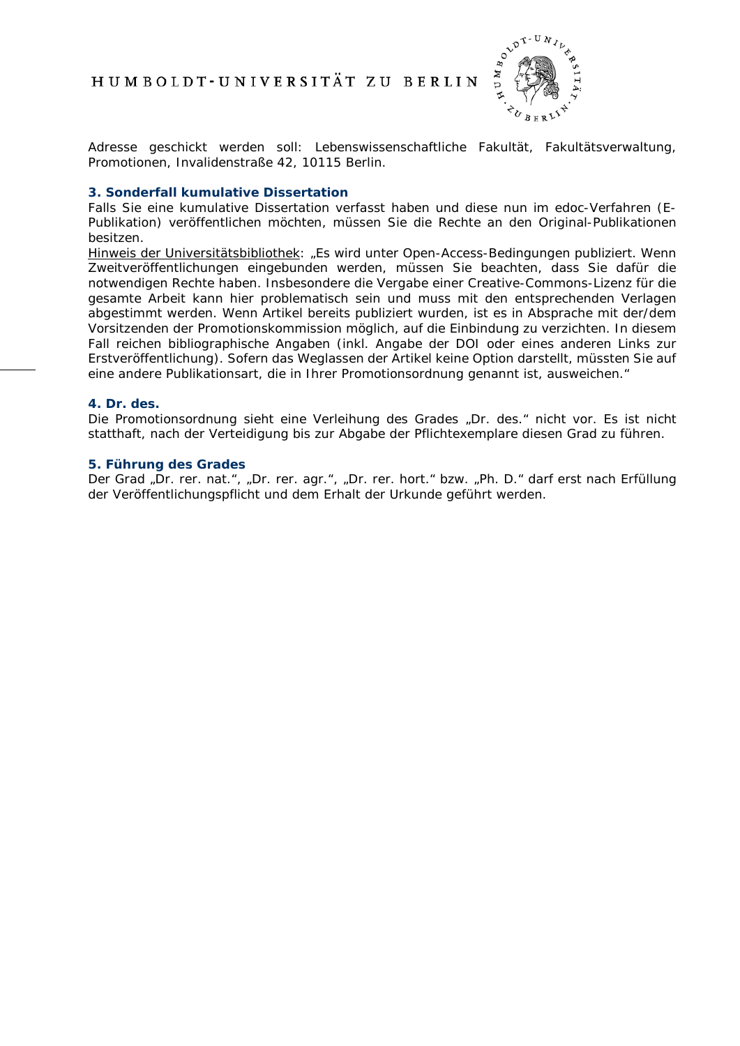Adresse geschickt werden soll: Lebenswissenschaftliche Fakultät, Fakultätsverwaltung, Promotionen, Invalidenstraße 42, 10115 Berlin.

### 3. Sonderfall kumulative Dissertation

Falls Sie eine kumulative Dissertation verfasst haben und diese nun im edoc-Verfahren (E-Publikation) veröffentlichen möchten, müssen Sie die Rechte an den Original-Publikationen besitzen.

Hinweis der Universitätsbibliothek: „Es wird unter Open-Access-Bedingungen publiziert. Wenn Zweitveröffentlichungen eingebunden werden, müssen Sie beachten, dass Sie dafür die notwendigen Rechte haben. Insbesondere die Vergabe einer Creative-Commons-Lizenz für die gesamte Arbeit kann hier problematisch sein und muss mit den entsprechenden Verlagen abgestimmt werden. Wenn Artikel bereits publiziert wurden, ist es in Absprache mit der/dem Vorsitzenden der Promotionskommission möglich, auf die Einbindung zu verzichten. In diesem Fall reichen bibliographische Angaben (inkl. Angabe der DOI oder eines anderen Links zur Erstveröffentlichung). Sofern das Weglassen der Artikel keine Option darstellt, müssten Sie auf eine andere Publikationsart, die in Ihrer Promotionsordnung genannt ist, ausweichen."

### 4. Dr. des.

Die Promotionsordnung sieht eine Verleihung des Grades „Dr. des." nicht vor. Es ist nicht statthaft, nach der Verteidigung bis zur Abgabe der Pflichtexemplare diesen Grad zu führen.

### 5. Führung des Grades

Der Grad „Dr. rer. nat.", „Dr. rer. agr.", „Dr. rer. hort." bzw. „Ph. D." darf erst nach Erfüllung der Veröffentlichungspflicht und dem Erhalt der Urkunde geführt werden.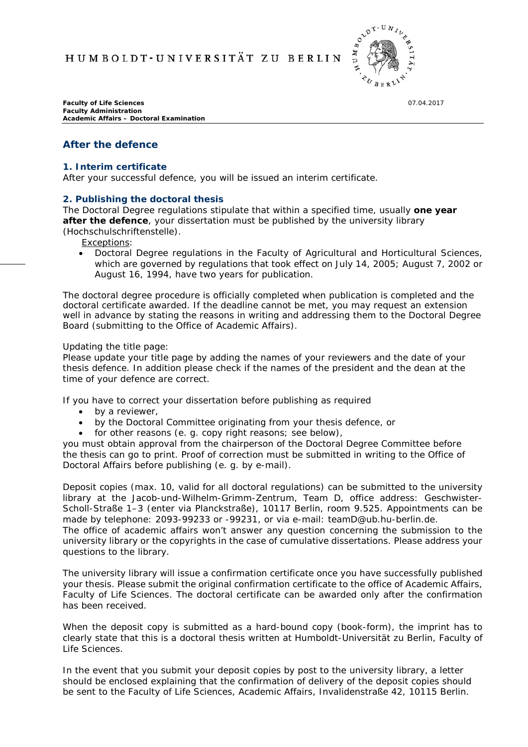HUMBOLDT-UNIVERSITÄT ZU BERLIN

**Faculty of Life Sciences**
**Faculty Administration**
**Academic Affairs – Doctoral Examination**

07.04.2017

## After the defence

### 1. Interim certificate

After your successful defence, you will be issued an interim certificate.

### 2. Publishing the doctoral thesis

The Doctoral Degree regulations stipulate that within a specified time, usually **one year after the defence**, your dissertation must be published by the university library (Hochschulschriftenstelle).

Exceptions:

- Doctoral Degree regulations in the Faculty of Agricultural and Horticultural Sciences, which are governed by regulations that took effect on July 14, 2005; August 7, 2002 or August 16, 1994, have two years for publication.

The doctoral degree procedure is officially completed when publication is completed and the doctoral certificate awarded. If the deadline cannot be met, you may request an extension well in advance by stating the reasons in writing and addressing them to the Doctoral Degree Board (submitting to the Office of Academic Affairs).

Updating the title page:
Please update your title page by adding the names of your reviewers and the date of your thesis defence. In addition please check if the names of the president and the dean at the time of your defence are correct.

If you have to correct your dissertation before publishing as required

- by a reviewer,
- by the Doctoral Committee originating from your thesis defence, or
- for other reasons (e. g. copy right reasons; see below),

you must obtain approval from the chairperson of the Doctoral Degree Committee before the thesis can go to print. Proof of correction must be submitted in writing to the Office of Doctoral Affairs before publishing (e. g. by e-mail).

Deposit copies (max. 10, valid for all doctoral regulations) can be submitted to the university library at the Jacob-und-Wilhelm-Grimm-Zentrum, Team D, office address: Geschwister-Scholl-Straße 1–3 (enter via Planckstraße), 10117 Berlin, room 9.525. Appointments can be made by telephone: 2093-99233 or -99231, or via e-mail: teamD@ub.hu-berlin.de.
The office of academic affairs won't answer any question concerning the submission to the university library or the copyrights in the case of cumulative dissertations. Please address your questions to the library.

The university library will issue a confirmation certificate once you have successfully published your thesis. Please submit the original confirmation certificate to the office of Academic Affairs, Faculty of Life Sciences. The doctoral certificate can be awarded only after the confirmation has been received.

When the deposit copy is submitted as a hard-bound copy (book-form), the imprint has to clearly state that this is a doctoral thesis written at Humboldt-Universität zu Berlin, Faculty of Life Sciences.

In the event that you submit your deposit copies by post to the university library, a letter should be enclosed explaining that the confirmation of delivery of the deposit copies should be sent to the Faculty of Life Sciences, Academic Affairs, Invalidenstraße 42, 10115 Berlin.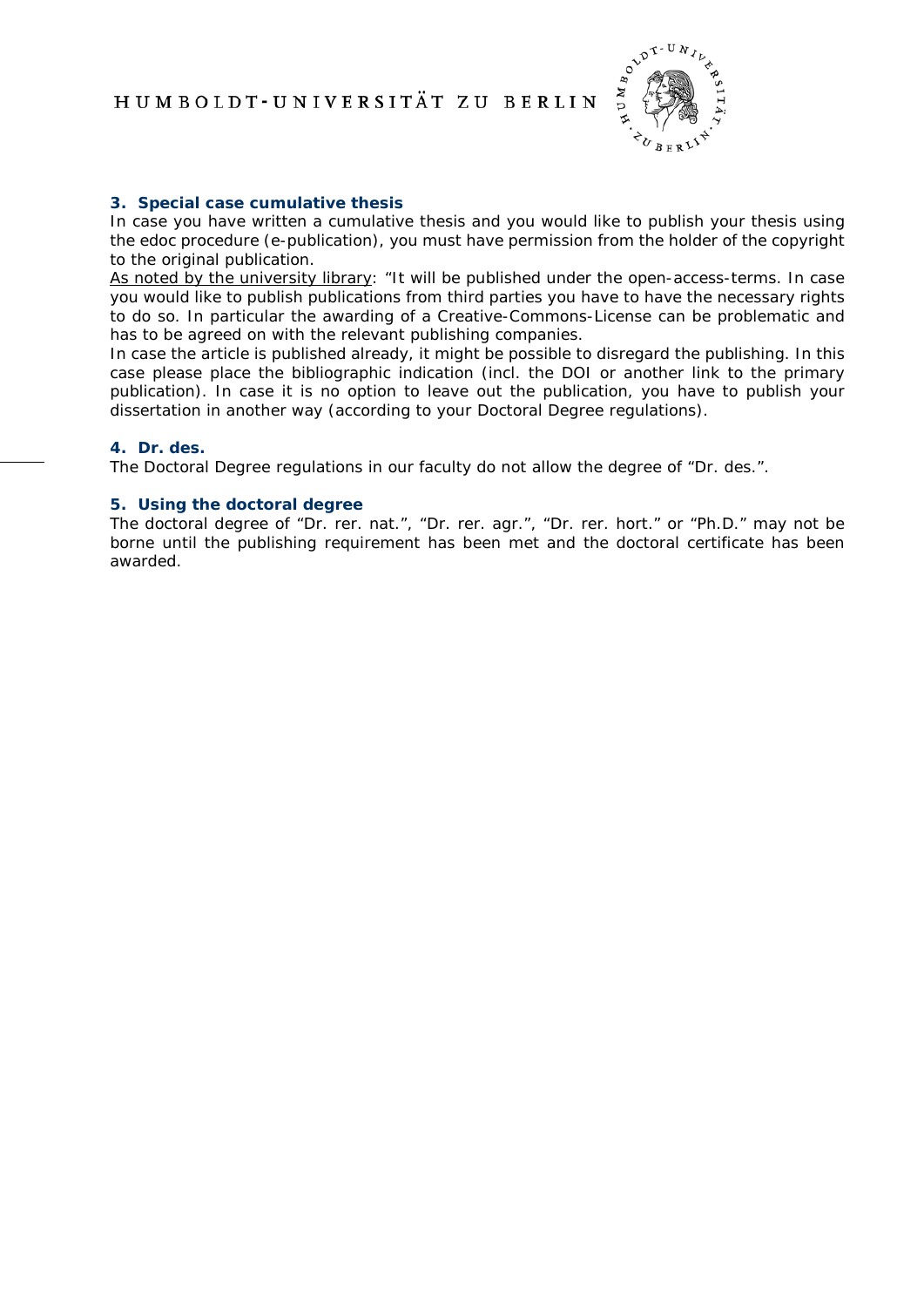### 3. Special case cumulative thesis

In case you have written a cumulative thesis and you would like to publish your thesis using the edoc procedure (e-publication), you must have permission from the holder of the copyright to the original publication.

As noted by the university library: "It will be published under the open-access-terms. In case you would like to publish publications from third parties you have to have the necessary rights to do so. In particular the awarding of a Creative-Commons-License can be problematic and has to be agreed on with the relevant publishing companies.

In case the article is published already, it might be possible to disregard the publishing. In this case please place the bibliographic indication (incl. the DOI or another link to the primary publication). In case it is no option to leave out the publication, you have to publish your dissertation in another way (according to your Doctoral Degree regulations).

### 4. Dr. des.

The Doctoral Degree regulations in our faculty do not allow the degree of "Dr. des.".

### 5. Using the doctoral degree

The doctoral degree of "Dr. rer. nat.", "Dr. rer. agr.", "Dr. rer. hort." or "Ph.D." may not be borne until the publishing requirement has been met and the doctoral certificate has been awarded.